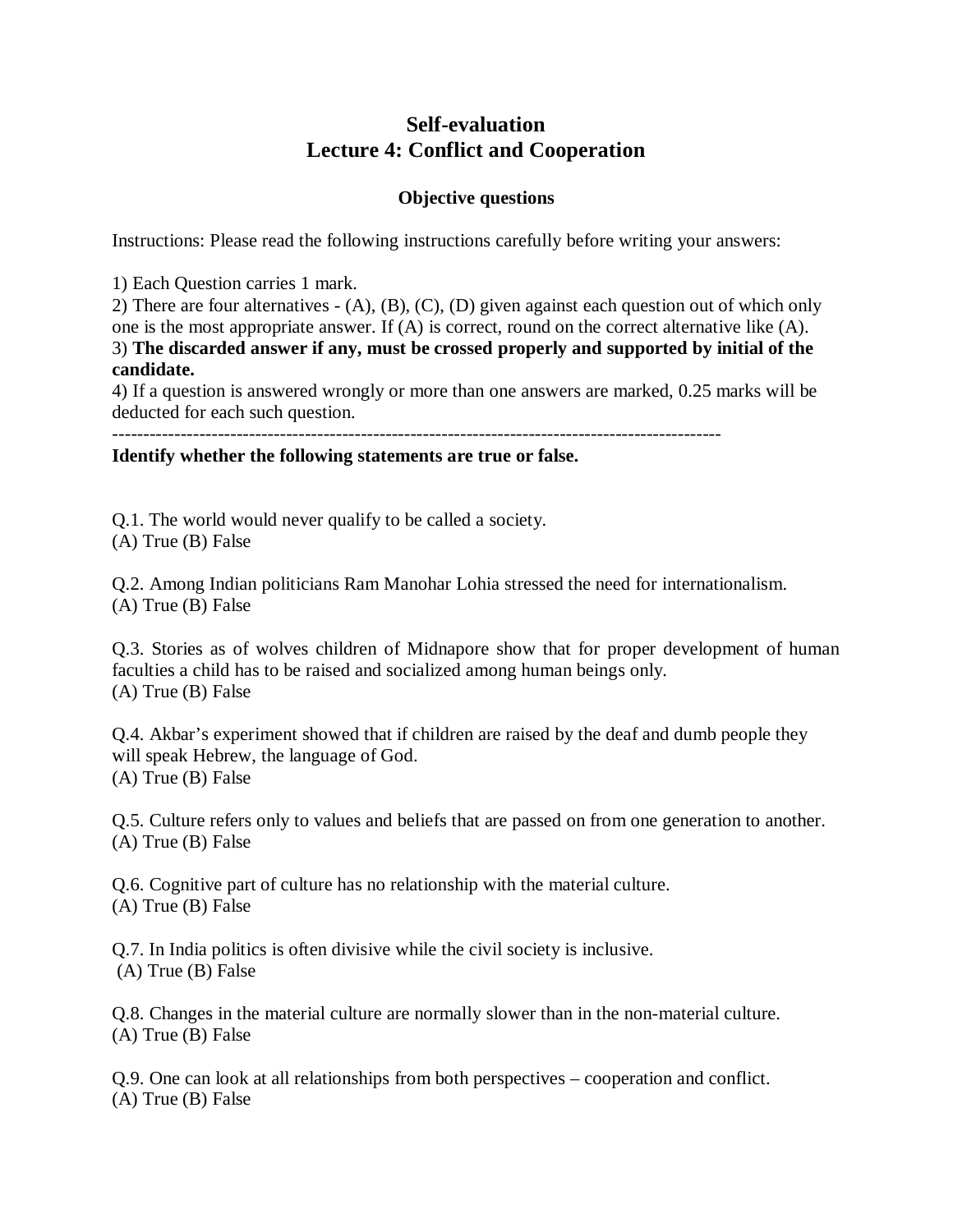# Self-evaluation
# Lecture 4: Conflict and Cooperation

### Objective questions

Instructions: Please read the following instructions carefully before writing your answers:

1) Each Question carries 1 mark.
2) There are four alternatives - (A), (B), (C), (D) given against each question out of which only one is the most appropriate answer. If (A) is correct, round on the correct alternative like (A).
3) **The discarded answer if any, must be crossed properly and supported by initial of the candidate.**
4) If a question is answered wrongly or more than one answers are marked, 0.25 marks will be deducted for each such question.

---

**Identify whether the following statements are true or false.**

Q.1. The world would never qualify to be called a society.
(A) True (B) False

Q.2. Among Indian politicians Ram Manohar Lohia stressed the need for internationalism.
(A) True (B) False

Q.3. Stories as of wolves children of Midnapore show that for proper development of human faculties a child has to be raised and socialized among human beings only.
(A) True (B) False

Q.4. Akbar's experiment showed that if children are raised by the deaf and dumb people they will speak Hebrew, the language of God.
(A) True (B) False

Q.5. Culture refers only to values and beliefs that are passed on from one generation to another.
(A) True (B) False

Q.6. Cognitive part of culture has no relationship with the material culture.
(A) True (B) False

Q.7. In India politics is often divisive while the civil society is inclusive.
(A) True (B) False

Q.8. Changes in the material culture are normally slower than in the non-material culture.
(A) True (B) False

Q.9. One can look at all relationships from both perspectives – cooperation and conflict.
(A) True (B) False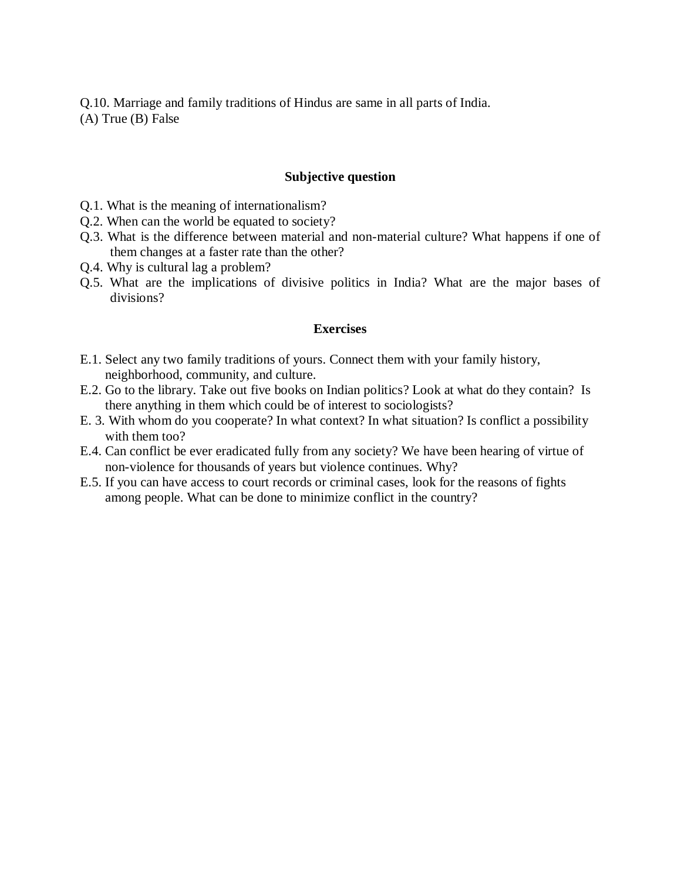Q.10. Marriage and family traditions of Hindus are same in all parts of India.
(A) True (B) False

### Subjective question

Q.1. What is the meaning of internationalism?
Q.2. When can the world be equated to society?
Q.3. What is the difference between material and non-material culture? What happens if one of them changes at a faster rate than the other?
Q.4. Why is cultural lag a problem?
Q.5. What are the implications of divisive politics in India? What are the major bases of divisions?

### Exercises

E.1. Select any two family traditions of yours. Connect them with your family history, neighborhood, community, and culture.
E.2. Go to the library. Take out five books on Indian politics? Look at what do they contain? Is there anything in them which could be of interest to sociologists?
E. 3. With whom do you cooperate? In what context? In what situation? Is conflict a possibility with them too?
E.4. Can conflict be ever eradicated fully from any society? We have been hearing of virtue of non-violence for thousands of years but violence continues. Why?
E.5. If you can have access to court records or criminal cases, look for the reasons of fights among people. What can be done to minimize conflict in the country?